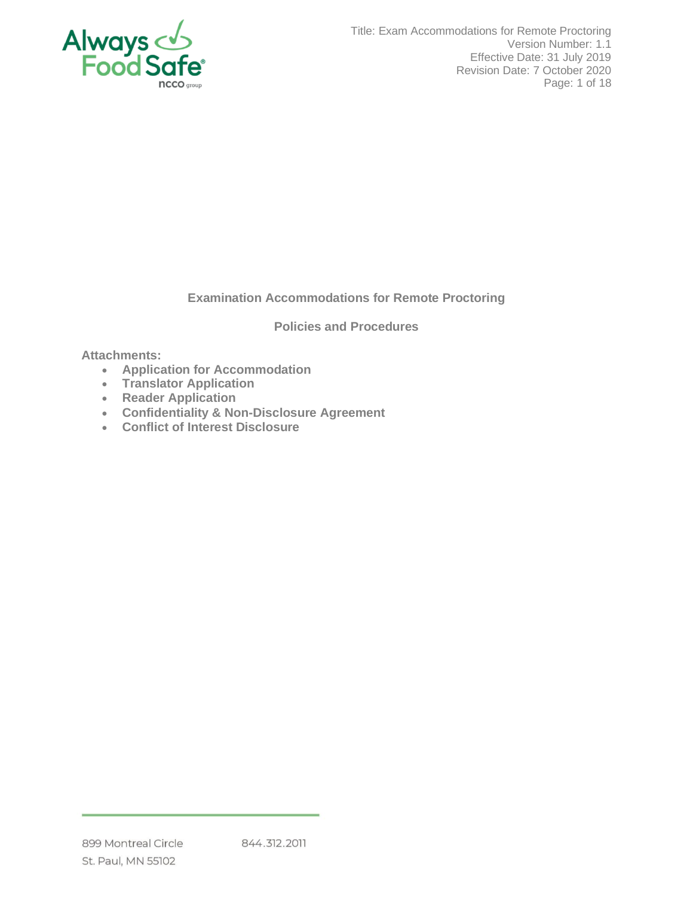# Examination Accommodations for Remote Proctoring

## Policies and Procedures

**Attachments:**

- **Application for Accommodation**
- **Translator Application**
- **Reader Application**
- **Confidentiality & Non-Disclosure Agreement**
- **Conflict of Interest Disclosure**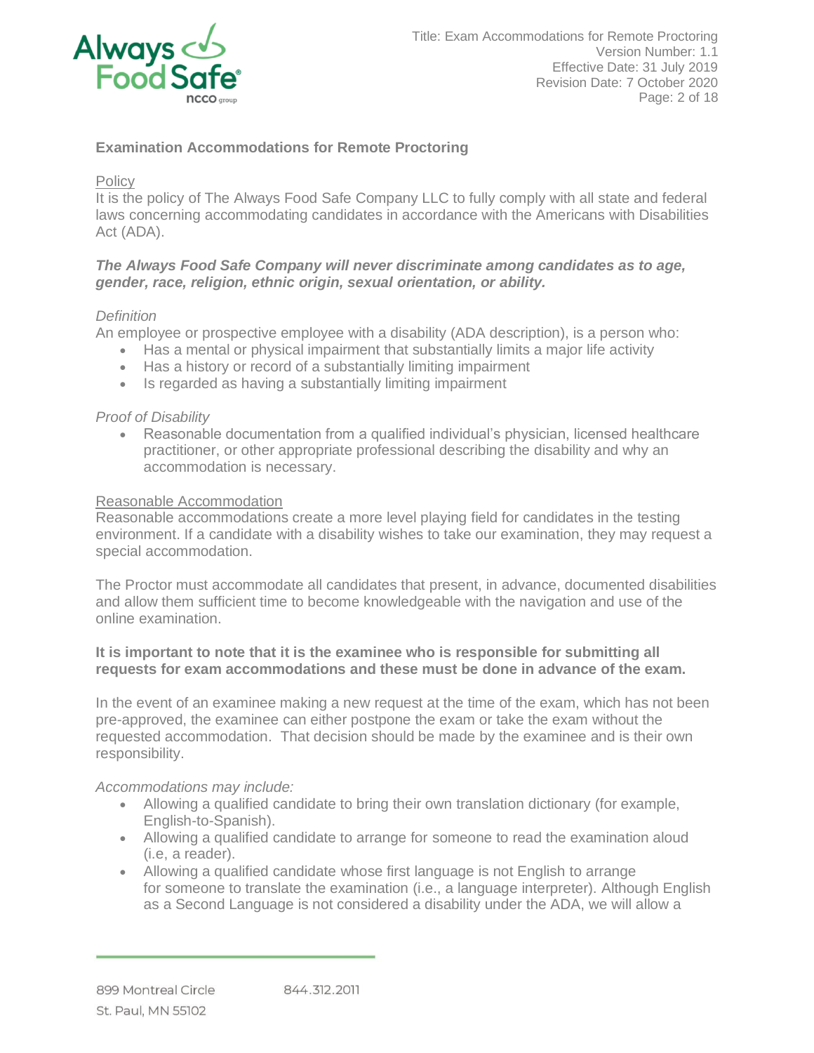## Examination Accommodations for Remote Proctoring

<u>Policy</u>

It is the policy of The Always Food Safe Company LLC to fully comply with all state and federal laws concerning accommodating candidates in accordance with the Americans with Disabilities Act (ADA).

***The Always Food Safe Company will never discriminate among candidates as to age, gender, race, religion, ethnic origin, sexual orientation, or ability.***

*Definition*

An employee or prospective employee with a disability (ADA description), is a person who:

- Has a mental or physical impairment that substantially limits a major life activity
- Has a history or record of a substantially limiting impairment
- Is regarded as having a substantially limiting impairment

*Proof of Disability*

- Reasonable documentation from a qualified individual's physician, licensed healthcare practitioner, or other appropriate professional describing the disability and why an accommodation is necessary.

<u>Reasonable Accommodation</u>

Reasonable accommodations create a more level playing field for candidates in the testing environment. If a candidate with a disability wishes to take our examination, they may request a special accommodation.

The Proctor must accommodate all candidates that present, in advance, documented disabilities and allow them sufficient time to become knowledgeable with the navigation and use of the online examination.

**It is important to note that it is the examinee who is responsible for submitting all requests for exam accommodations and these must be done in advance of the exam.**

In the event of an examinee making a new request at the time of the exam, which has not been pre-approved, the examinee can either postpone the exam or take the exam without the requested accommodation. That decision should be made by the examinee and is their own responsibility.

*Accommodations may include:*

- Allowing a qualified candidate to bring their own translation dictionary (for example, English-to-Spanish).
- Allowing a qualified candidate to arrange for someone to read the examination aloud (i.e, a reader).
- Allowing a qualified candidate whose first language is not English to arrange for someone to translate the examination (i.e., a language interpreter). Although English as a Second Language is not considered a disability under the ADA, we will allow a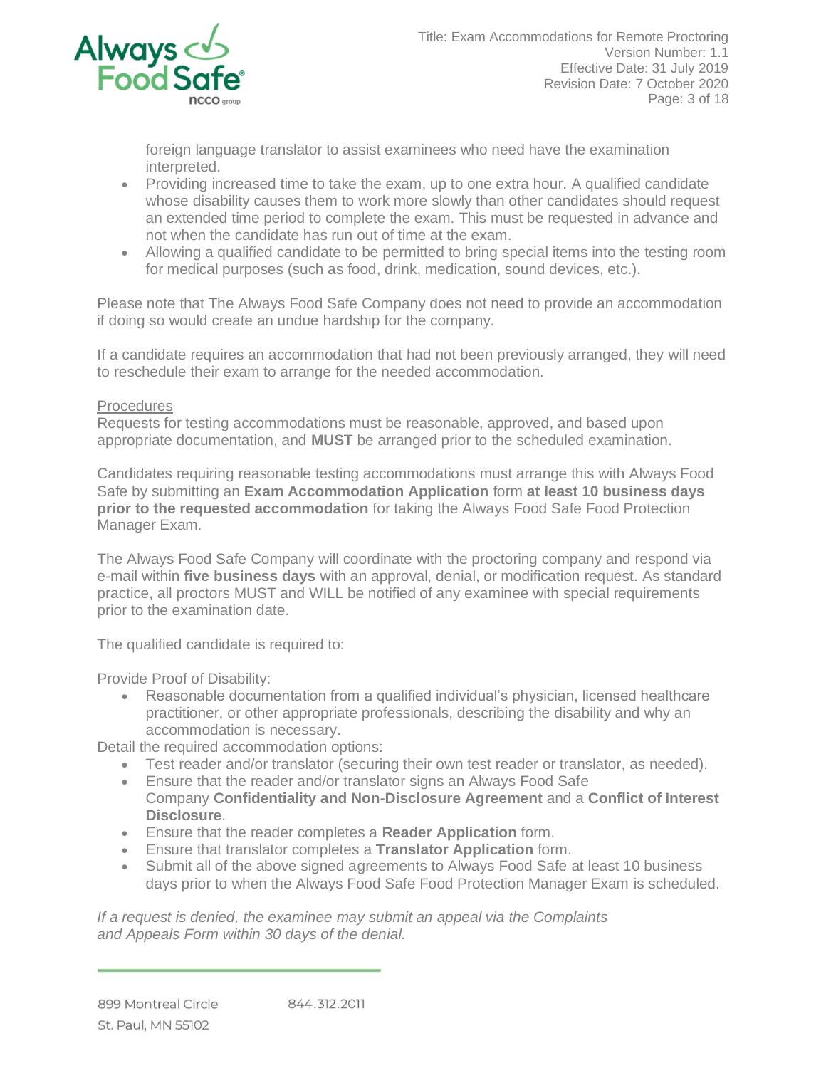foreign language translator to assist examinees who need have the examination interpreted.

- Providing increased time to take the exam, up to one extra hour. A qualified candidate whose disability causes them to work more slowly than other candidates should request an extended time period to complete the exam. This must be requested in advance and not when the candidate has run out of time at the exam.
- Allowing a qualified candidate to be permitted to bring special items into the testing room for medical purposes (such as food, drink, medication, sound devices, etc.).

Please note that The Always Food Safe Company does not need to provide an accommodation if doing so would create an undue hardship for the company.

If a candidate requires an accommodation that had not been previously arranged, they will need to reschedule their exam to arrange for the needed accommodation.

Procedures

Requests for testing accommodations must be reasonable, approved, and based upon appropriate documentation, and **MUST** be arranged prior to the scheduled examination.

Candidates requiring reasonable testing accommodations must arrange this with Always Food Safe by submitting an **Exam Accommodation Application** form **at least 10 business days prior to the requested accommodation** for taking the Always Food Safe Food Protection Manager Exam.

The Always Food Safe Company will coordinate with the proctoring company and respond via e-mail within **five business days** with an approval, denial, or modification request. As standard practice, all proctors MUST and WILL be notified of any examinee with special requirements prior to the examination date.

The qualified candidate is required to:

Provide Proof of Disability:

- Reasonable documentation from a qualified individual's physician, licensed healthcare practitioner, or other appropriate professionals, describing the disability and why an accommodation is necessary.

Detail the required accommodation options:

- Test reader and/or translator (securing their own test reader or translator, as needed).
- Ensure that the reader and/or translator signs an Always Food Safe Company **Confidentiality and Non-Disclosure Agreement** and a **Conflict of Interest Disclosure**.
- Ensure that the reader completes a **Reader Application** form.
- Ensure that translator completes a **Translator Application** form.
- Submit all of the above signed agreements to Always Food Safe at least 10 business days prior to when the Always Food Safe Food Protection Manager Exam is scheduled.

*If a request is denied, the examinee may submit an appeal via the Complaints and Appeals Form within 30 days of the denial.*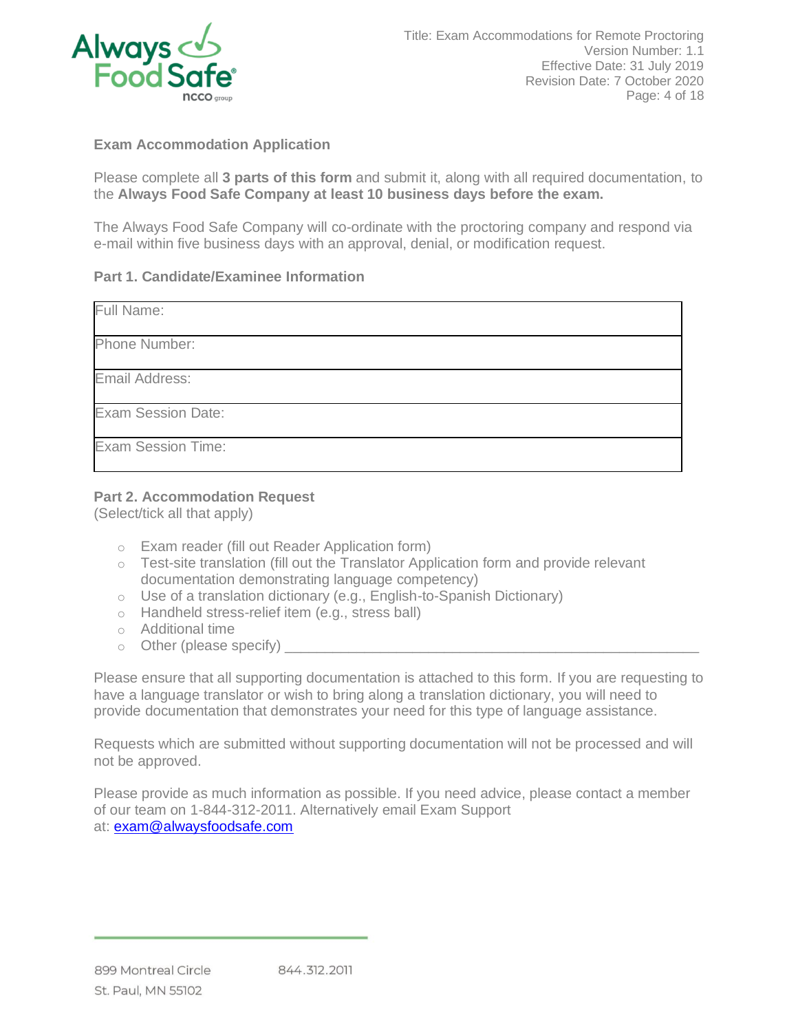## Exam Accommodation Application

Please complete all **3 parts of this form** and submit it, along with all required documentation, to the **Always Food Safe Company at least 10 business days before the exam.**

The Always Food Safe Company will co-ordinate with the proctoring company and respond via e-mail within five business days with an approval, denial, or modification request.

### Part 1. Candidate/Examinee Information

| Full Name: |
|---|
| Phone Number: |
| Email Address: |
| Exam Session Date: |
| Exam Session Time: |

### Part 2. Accommodation Request

(Select/tick all that apply)

- Exam reader (fill out Reader Application form)
- Test-site translation (fill out the Translator Application form and provide relevant documentation demonstrating language competency)
- Use of a translation dictionary (e.g., English-to-Spanish Dictionary)
- Handheld stress-relief item (e.g., stress ball)
- Additional time
- Other (please specify) ________________________________________________

Please ensure that all supporting documentation is attached to this form. If you are requesting to have a language translator or wish to bring along a translation dictionary, you will need to provide documentation that demonstrates your need for this type of language assistance.

Requests which are submitted without supporting documentation will not be processed and will not be approved.

Please provide as much information as possible. If you need advice, please contact a member of our team on 1-844-312-2011. Alternatively email Exam Support at: exam@alwaysfoodsafe.com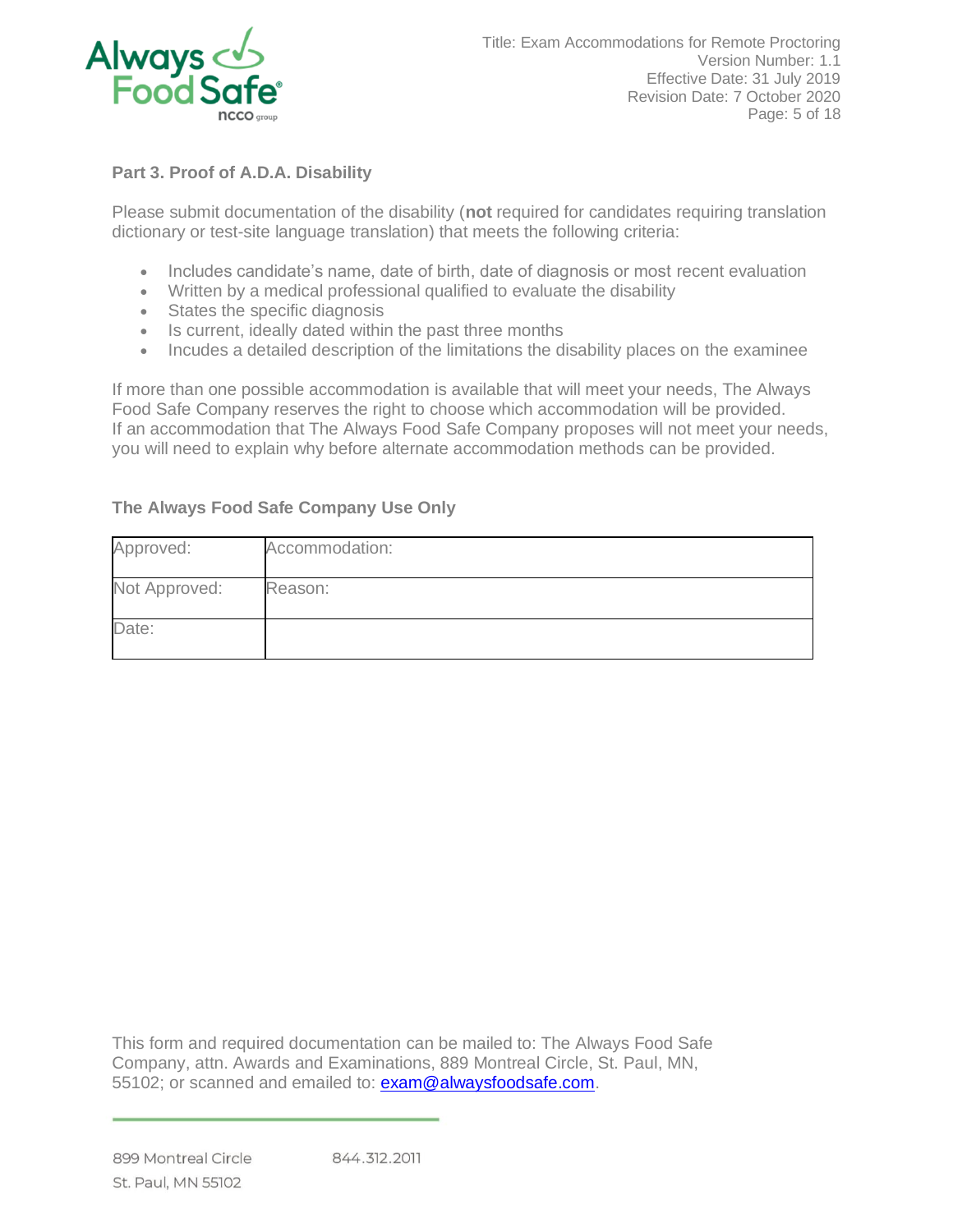### Part 3. Proof of A.D.A. Disability

Please submit documentation of the disability (**not** required for candidates requiring translation dictionary or test-site language translation) that meets the following criteria:

- Includes candidate's name, date of birth, date of diagnosis or most recent evaluation
- Written by a medical professional qualified to evaluate the disability
- States the specific diagnosis
- Is current, ideally dated within the past three months
- Incudes a detailed description of the limitations the disability places on the examinee

If more than one possible accommodation is available that will meet your needs, The Always Food Safe Company reserves the right to choose which accommodation will be provided. If an accommodation that The Always Food Safe Company proposes will not meet your needs, you will need to explain why before alternate accommodation methods can be provided.

### The Always Food Safe Company Use Only

| | |
|---|---|
| Approved: | Accommodation: |
| Not Approved: | Reason: |
| Date: | |

This form and required documentation can be mailed to: The Always Food Safe Company, attn. Awards and Examinations, 889 Montreal Circle, St. Paul, MN, 55102; or scanned and emailed to: exam@alwaysfoodsafe.com.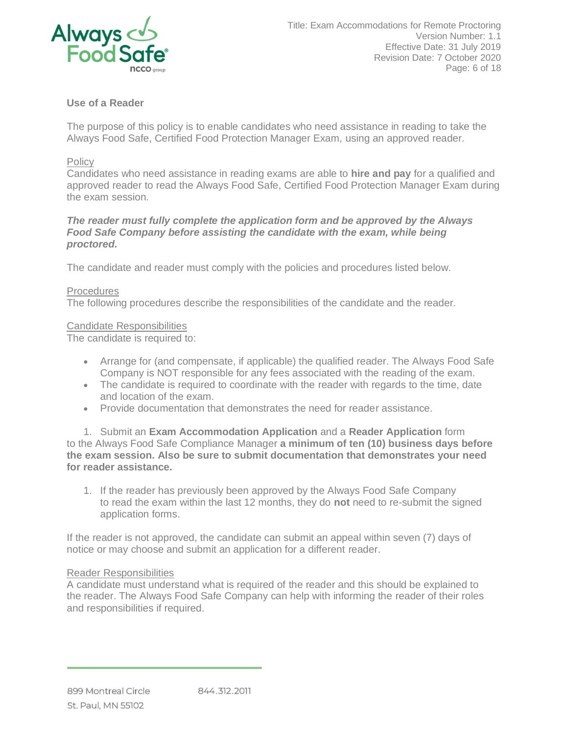## Use of a Reader

The purpose of this policy is to enable candidates who need assistance in reading to take the Always Food Safe, Certified Food Protection Manager Exam, using an approved reader.

### Policy

Candidates who need assistance in reading exams are able to **hire and pay** for a qualified and approved reader to read the Always Food Safe, Certified Food Protection Manager Exam during the exam session.

***The reader must fully complete the application form and be approved by the Always Food Safe Company before assisting the candidate with the exam, while being proctored.***

The candidate and reader must comply with the policies and procedures listed below.

### Procedures

The following procedures describe the responsibilities of the candidate and the reader.

### Candidate Responsibilities

The candidate is required to:

- Arrange for (and compensate, if applicable) the qualified reader. The Always Food Safe Company is NOT responsible for any fees associated with the reading of the exam.
- The candidate is required to coordinate with the reader with regards to the time, date and location of the exam.
- Provide documentation that demonstrates the need for reader assistance.

1. Submit an **Exam Accommodation Application** and a **Reader Application** form to the Always Food Safe Compliance Manager **a minimum of ten (10) business days before the exam session. Also be sure to submit documentation that demonstrates your need for reader assistance.**

1. If the reader has previously been approved by the Always Food Safe Company to read the exam within the last 12 months, they do **not** need to re-submit the signed application forms.

If the reader is not approved, the candidate can submit an appeal within seven (7) days of notice or may choose and submit an application for a different reader.

### Reader Responsibilities

A candidate must understand what is required of the reader and this should be explained to the reader. The Always Food Safe Company can help with informing the reader of their roles and responsibilities if required.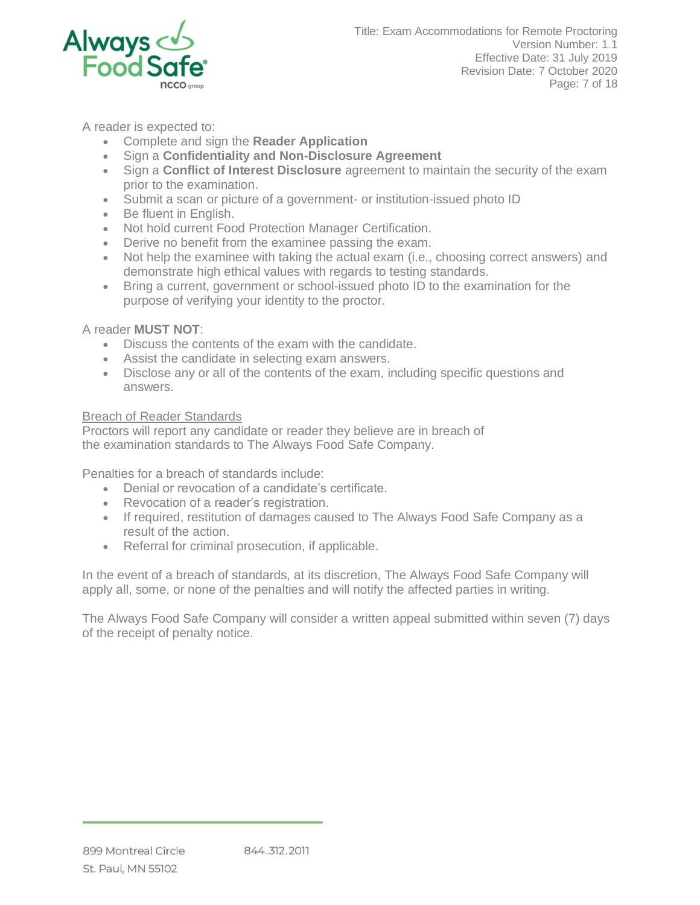A reader is expected to:

- Complete and sign the **Reader Application**
- Sign a **Confidentiality and Non-Disclosure Agreement**
- Sign a **Conflict of Interest Disclosure** agreement to maintain the security of the exam prior to the examination.
- Submit a scan or picture of a government- or institution-issued photo ID
- Be fluent in English.
- Not hold current Food Protection Manager Certification.
- Derive no benefit from the examinee passing the exam.
- Not help the examinee with taking the actual exam (i.e., choosing correct answers) and demonstrate high ethical values with regards to testing standards.
- Bring a current, government or school-issued photo ID to the examination for the purpose of verifying your identity to the proctor.

A reader **MUST NOT**:

- Discuss the contents of the exam with the candidate.
- Assist the candidate in selecting exam answers.
- Disclose any or all of the contents of the exam, including specific questions and answers.

Breach of Reader Standards

Proctors will report any candidate or reader they believe are in breach of the examination standards to The Always Food Safe Company.

Penalties for a breach of standards include:

- Denial or revocation of a candidate's certificate.
- Revocation of a reader's registration.
- If required, restitution of damages caused to The Always Food Safe Company as a result of the action.
- Referral for criminal prosecution, if applicable.

In the event of a breach of standards, at its discretion, The Always Food Safe Company will apply all, some, or none of the penalties and will notify the affected parties in writing.

The Always Food Safe Company will consider a written appeal submitted within seven (7) days of the receipt of penalty notice.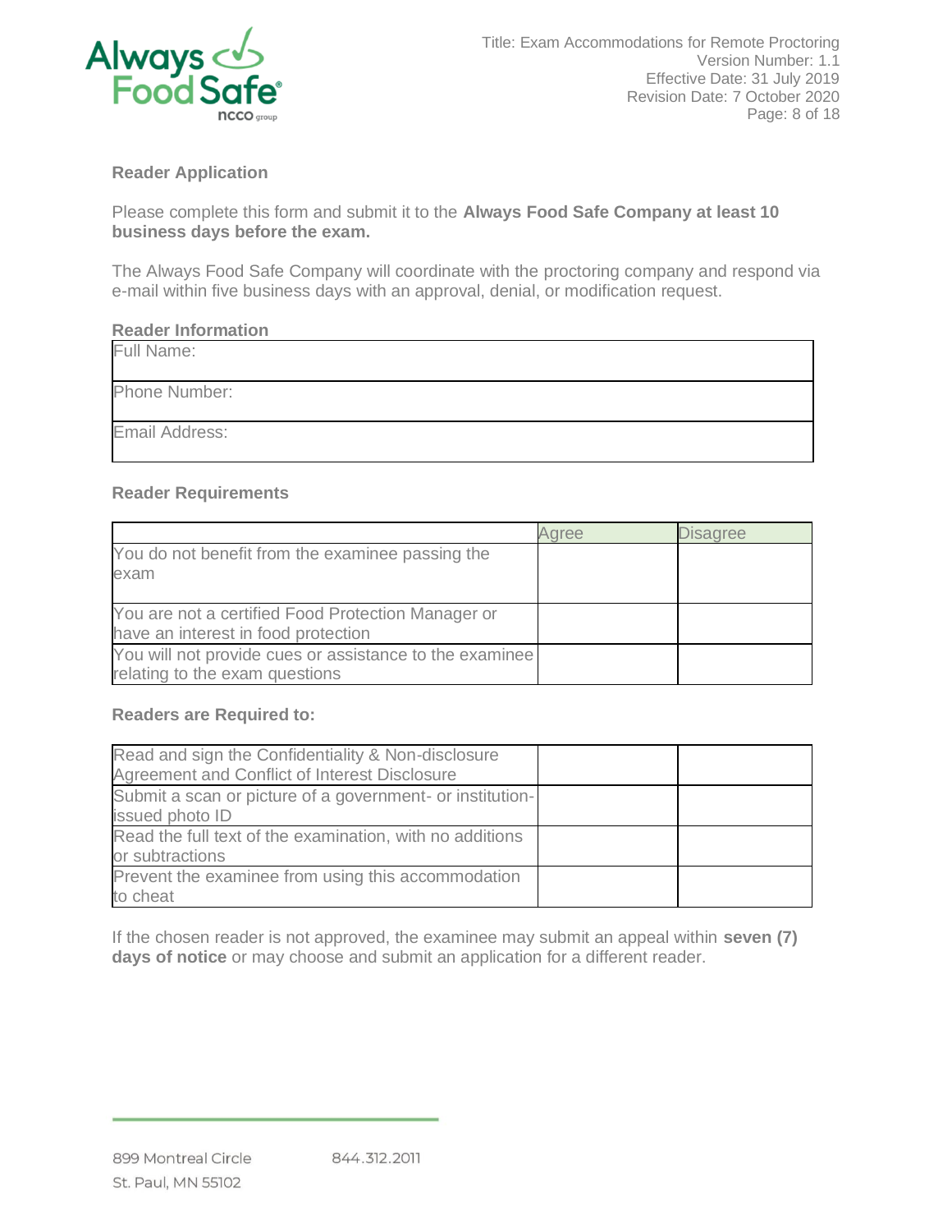## Reader Application

Please complete this form and submit it to the **Always Food Safe Company at least 10 business days before the exam.**

The Always Food Safe Company will coordinate with the proctoring company and respond via e-mail within five business days with an approval, denial, or modification request.

**Reader Information**

| Full Name: |
|---|
| Phone Number: |
| Email Address: |

**Reader Requirements**

| | Agree | Disagree |
|---|---|---|
| You do not benefit from the examinee passing the exam | | |
| You are not a certified Food Protection Manager or have an interest in food protection | | |
| You will not provide cues or assistance to the examinee relating to the exam questions | | |

**Readers are Required to:**

| | | |
|---|---|---|
| Read and sign the Confidentiality & Non-disclosure Agreement and Conflict of Interest Disclosure | | |
| Submit a scan or picture of a government- or institution-issued photo ID | | |
| Read the full text of the examination, with no additions or subtractions | | |
| Prevent the examinee from using this accommodation to cheat | | |

If the chosen reader is not approved, the examinee may submit an appeal within **seven (7) days of notice** or may choose and submit an application for a different reader.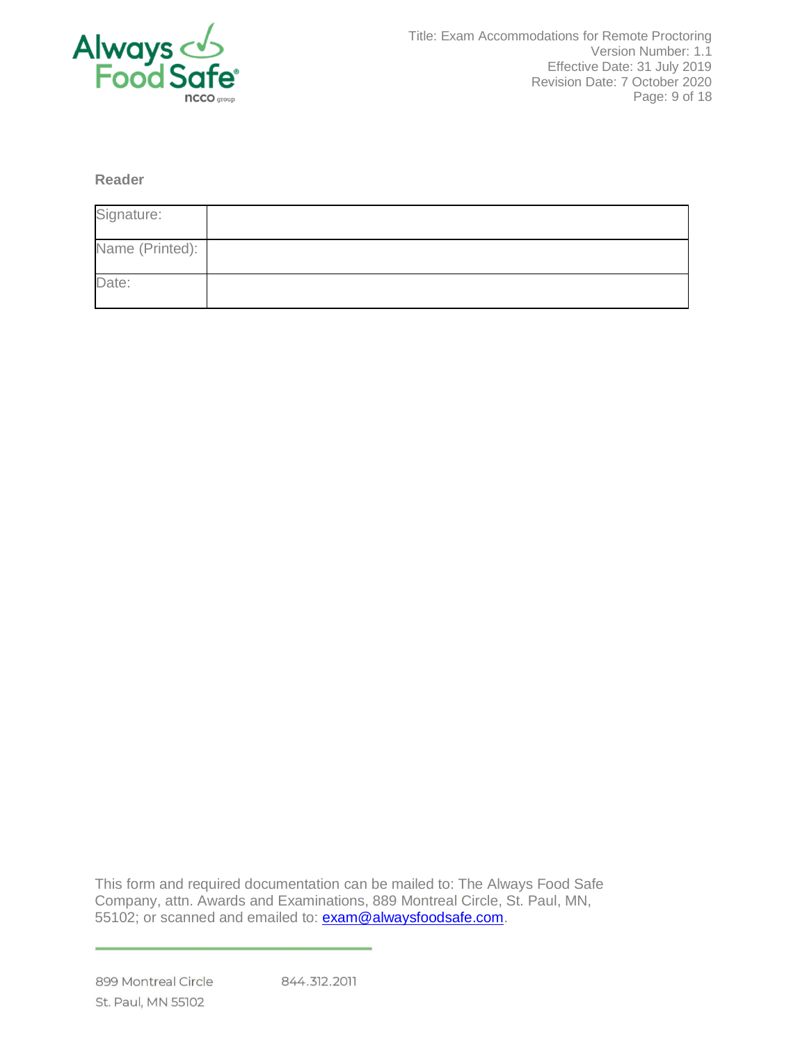**Reader**

| Signature: | |
|---|---|
| Name (Printed): | |
| Date: | |

This form and required documentation can be mailed to: The Always Food Safe Company, attn. Awards and Examinations, 889 Montreal Circle, St. Paul, MN, 55102; or scanned and emailed to: exam@alwaysfoodsafe.com.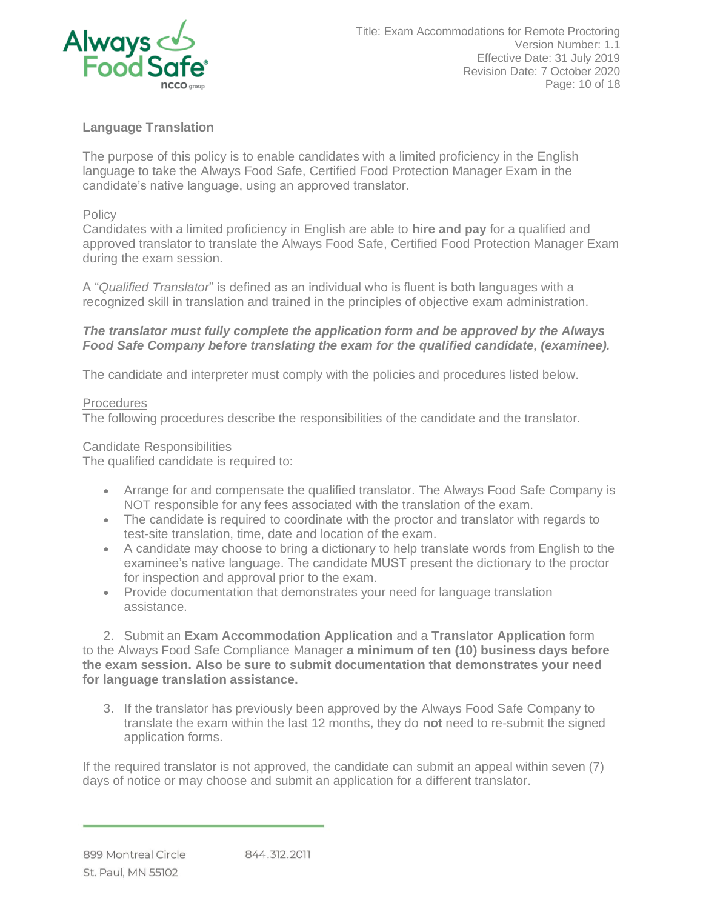### Language Translation

The purpose of this policy is to enable candidates with a limited proficiency in the English language to take the Always Food Safe, Certified Food Protection Manager Exam in the candidate's native language, using an approved translator.

#### Policy

Candidates with a limited proficiency in English are able to **hire and pay** for a qualified and approved translator to translate the Always Food Safe, Certified Food Protection Manager Exam during the exam session.

A "*Qualified Translator*" is defined as an individual who is fluent is both languages with a recognized skill in translation and trained in the principles of objective exam administration.

***The translator must fully complete the application form and be approved by the Always Food Safe Company before translating the exam for the qualified candidate, (examinee).***

The candidate and interpreter must comply with the policies and procedures listed below.

#### Procedures

The following procedures describe the responsibilities of the candidate and the translator.

#### Candidate Responsibilities

The qualified candidate is required to:

- Arrange for and compensate the qualified translator. The Always Food Safe Company is NOT responsible for any fees associated with the translation of the exam.
- The candidate is required to coordinate with the proctor and translator with regards to test-site translation, time, date and location of the exam.
- A candidate may choose to bring a dictionary to help translate words from English to the examinee's native language. The candidate MUST present the dictionary to the proctor for inspection and approval prior to the exam.
- Provide documentation that demonstrates your need for language translation assistance.

2. Submit an **Exam Accommodation Application** and a **Translator Application** form to the Always Food Safe Compliance Manager **a minimum of ten (10) business days before the exam session. Also be sure to submit documentation that demonstrates your need for language translation assistance.**

3. If the translator has previously been approved by the Always Food Safe Company to translate the exam within the last 12 months, they do **not** need to re-submit the signed application forms.

If the required translator is not approved, the candidate can submit an appeal within seven (7) days of notice or may choose and submit an application for a different translator.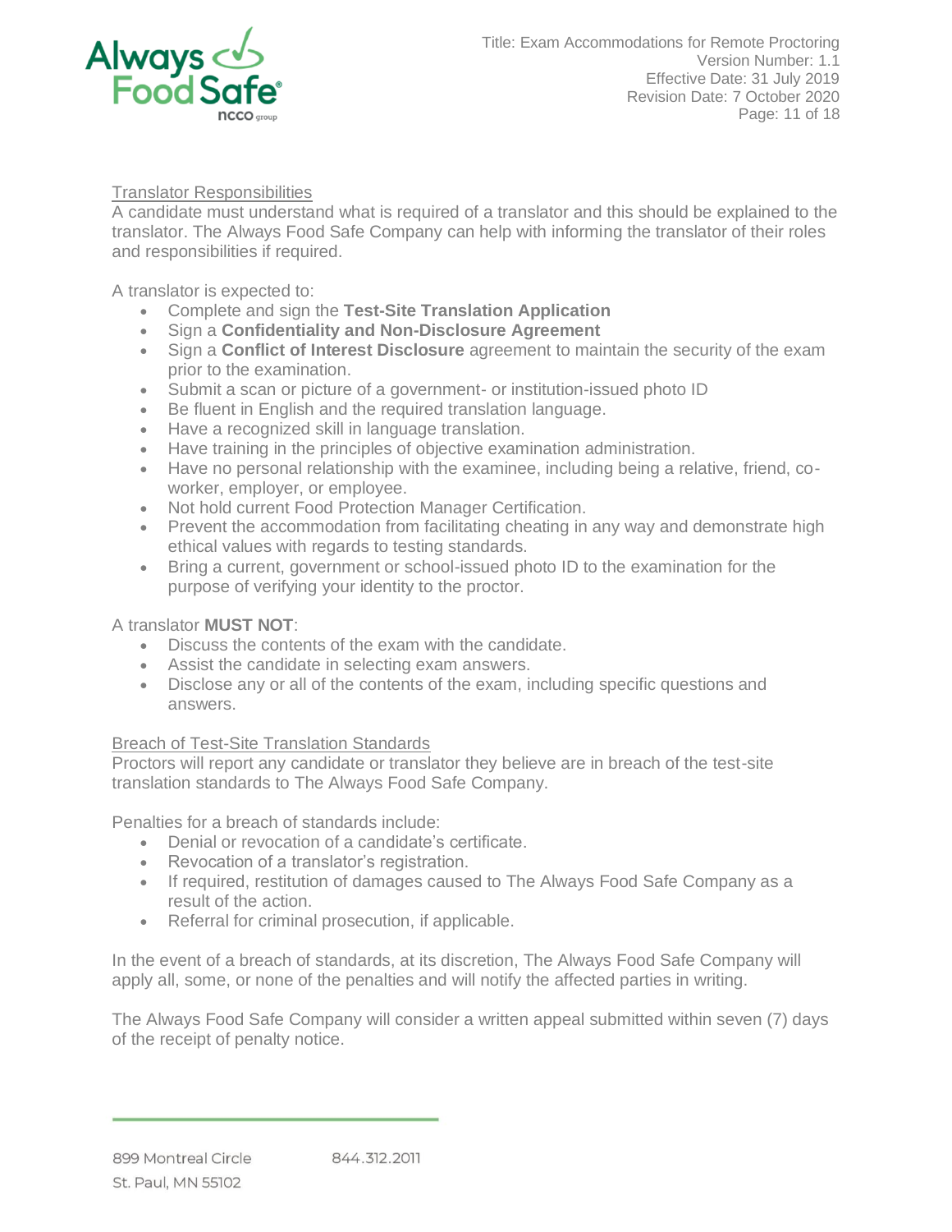## Translator Responsibilities

A candidate must understand what is required of a translator and this should be explained to the translator. The Always Food Safe Company can help with informing the translator of their roles and responsibilities if required.

A translator is expected to:

- Complete and sign the **Test-Site Translation Application**
- Sign a **Confidentiality and Non-Disclosure Agreement**
- Sign a **Conflict of Interest Disclosure** agreement to maintain the security of the exam prior to the examination.
- Submit a scan or picture of a government- or institution-issued photo ID
- Be fluent in English and the required translation language.
- Have a recognized skill in language translation.
- Have training in the principles of objective examination administration.
- Have no personal relationship with the examinee, including being a relative, friend, co-worker, employer, or employee.
- Not hold current Food Protection Manager Certification.
- Prevent the accommodation from facilitating cheating in any way and demonstrate high ethical values with regards to testing standards.
- Bring a current, government or school-issued photo ID to the examination for the purpose of verifying your identity to the proctor.

A translator **MUST NOT**:

- Discuss the contents of the exam with the candidate.
- Assist the candidate in selecting exam answers.
- Disclose any or all of the contents of the exam, including specific questions and answers.

## Breach of Test-Site Translation Standards

Proctors will report any candidate or translator they believe are in breach of the test-site translation standards to The Always Food Safe Company.

Penalties for a breach of standards include:

- Denial or revocation of a candidate's certificate.
- Revocation of a translator's registration.
- If required, restitution of damages caused to The Always Food Safe Company as a result of the action.
- Referral for criminal prosecution, if applicable.

In the event of a breach of standards, at its discretion, The Always Food Safe Company will apply all, some, or none of the penalties and will notify the affected parties in writing.

The Always Food Safe Company will consider a written appeal submitted within seven (7) days of the receipt of penalty notice.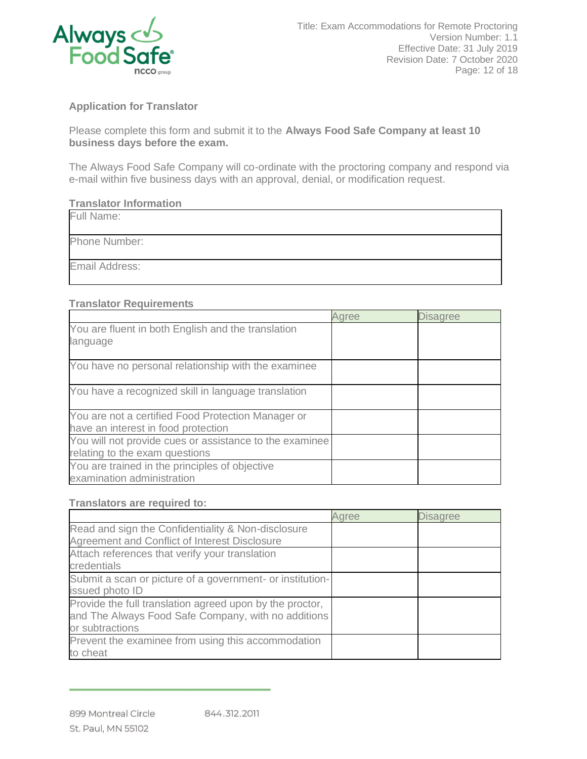## Application for Translator

Please complete this form and submit it to the **Always Food Safe Company at least 10 business days before the exam.**

The Always Food Safe Company will co-ordinate with the proctoring company and respond via e-mail within five business days with an approval, denial, or modification request.

### Translator Information

| Full Name: |
|---|
| Phone Number: |
| Email Address: |

### Translator Requirements

| | Agree | Disagree |
|---|---|---|
| You are fluent in both English and the translation language | | |
| You have no personal relationship with the examinee | | |
| You have a recognized skill in language translation | | |
| You are not a certified Food Protection Manager or have an interest in food protection | | |
| You will not provide cues or assistance to the examinee relating to the exam questions | | |
| You are trained in the principles of objective examination administration | | |

### Translators are required to:

| | Agree | Disagree |
|---|---|---|
| Read and sign the Confidentiality & Non-disclosure Agreement and Conflict of Interest Disclosure | | |
| Attach references that verify your translation credentials | | |
| Submit a scan or picture of a government- or institution-issued photo ID | | |
| Provide the full translation agreed upon by the proctor, and The Always Food Safe Company, with no additions or subtractions | | |
| Prevent the examinee from using this accommodation to cheat | | |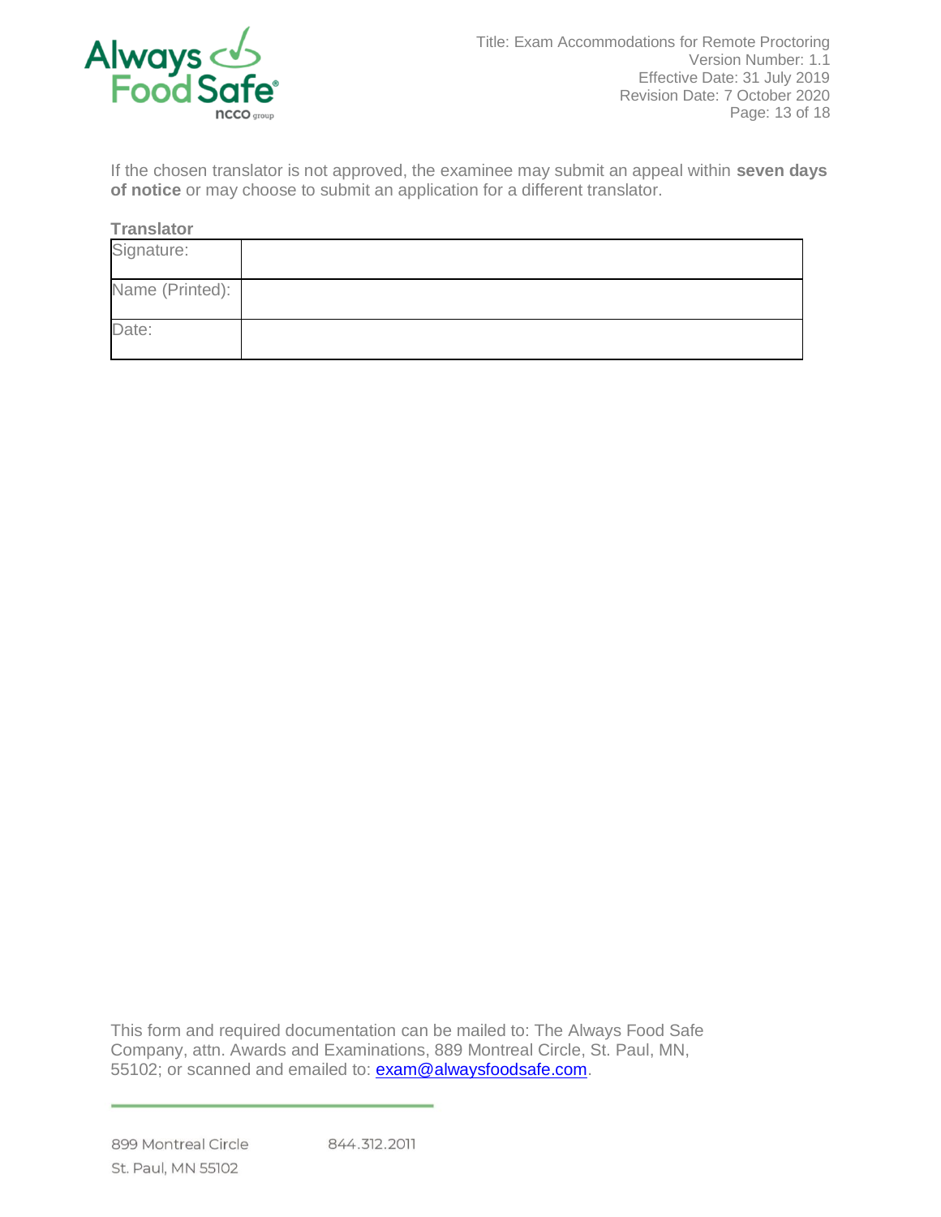If the chosen translator is not approved, the examinee may submit an appeal within **seven days of notice** or may choose to submit an application for a different translator.

**Translator**

| Signature: | |
|---|---|
| Name (Printed): | |
| Date: | |

This form and required documentation can be mailed to: The Always Food Safe Company, attn. Awards and Examinations, 889 Montreal Circle, St. Paul, MN, 55102; or scanned and emailed to: exam@alwaysfoodsafe.com.

899 Montreal Circle
St. Paul, MN 55102

844.312.2011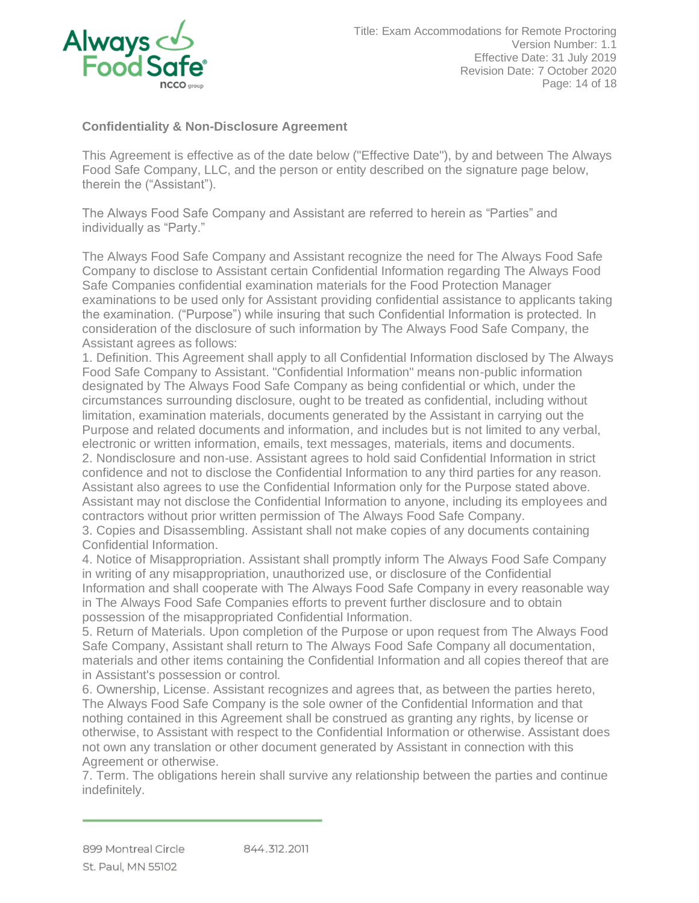## Confidentiality & Non-Disclosure Agreement

This Agreement is effective as of the date below ("Effective Date"), by and between The Always Food Safe Company, LLC, and the person or entity described on the signature page below, therein the ("Assistant").

The Always Food Safe Company and Assistant are referred to herein as "Parties" and individually as "Party."

The Always Food Safe Company and Assistant recognize the need for The Always Food Safe Company to disclose to Assistant certain Confidential Information regarding The Always Food Safe Companies confidential examination materials for the Food Protection Manager examinations to be used only for Assistant providing confidential assistance to applicants taking the examination. ("Purpose") while insuring that such Confidential Information is protected. In consideration of the disclosure of such information by The Always Food Safe Company, the Assistant agrees as follows:

1. Definition. This Agreement shall apply to all Confidential Information disclosed by The Always Food Safe Company to Assistant. "Confidential Information" means non-public information designated by The Always Food Safe Company as being confidential or which, under the circumstances surrounding disclosure, ought to be treated as confidential, including without limitation, examination materials, documents generated by the Assistant in carrying out the Purpose and related documents and information, and includes but is not limited to any verbal, electronic or written information, emails, text messages, materials, items and documents.
2. Nondisclosure and non-use. Assistant agrees to hold said Confidential Information in strict confidence and not to disclose the Confidential Information to any third parties for any reason. Assistant also agrees to use the Confidential Information only for the Purpose stated above. Assistant may not disclose the Confidential Information to anyone, including its employees and contractors without prior written permission of The Always Food Safe Company.
3. Copies and Disassembling. Assistant shall not make copies of any documents containing Confidential Information.
4. Notice of Misappropriation. Assistant shall promptly inform The Always Food Safe Company in writing of any misappropriation, unauthorized use, or disclosure of the Confidential Information and shall cooperate with The Always Food Safe Company in every reasonable way in The Always Food Safe Companies efforts to prevent further disclosure and to obtain possession of the misappropriated Confidential Information.
5. Return of Materials. Upon completion of the Purpose or upon request from The Always Food Safe Company, Assistant shall return to The Always Food Safe Company all documentation, materials and other items containing the Confidential Information and all copies thereof that are in Assistant's possession or control.
6. Ownership, License. Assistant recognizes and agrees that, as between the parties hereto, The Always Food Safe Company is the sole owner of the Confidential Information and that nothing contained in this Agreement shall be construed as granting any rights, by license or otherwise, to Assistant with respect to the Confidential Information or otherwise. Assistant does not own any translation or other document generated by Assistant in connection with this Agreement or otherwise.
7. Term. The obligations herein shall survive any relationship between the parties and continue indefinitely.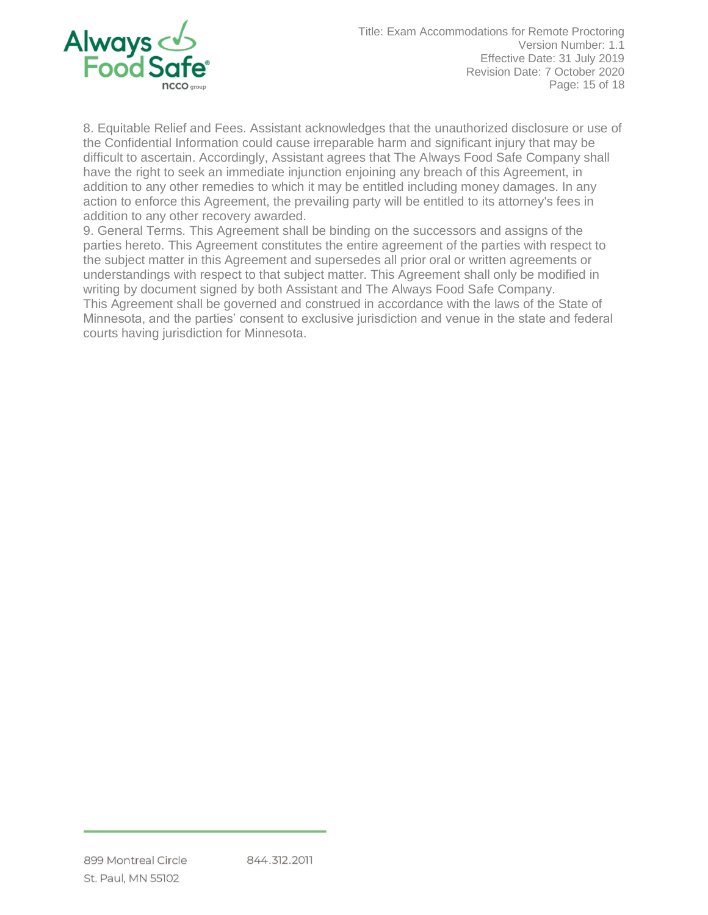8. Equitable Relief and Fees. Assistant acknowledges that the unauthorized disclosure or use of the Confidential Information could cause irreparable harm and significant injury that may be difficult to ascertain. Accordingly, Assistant agrees that The Always Food Safe Company shall have the right to seek an immediate injunction enjoining any breach of this Agreement, in addition to any other remedies to which it may be entitled including money damages. In any action to enforce this Agreement, the prevailing party will be entitled to its attorney's fees in addition to any other recovery awarded.

9. General Terms. This Agreement shall be binding on the successors and assigns of the parties hereto. This Agreement constitutes the entire agreement of the parties with respect to the subject matter in this Agreement and supersedes all prior oral or written agreements or understandings with respect to that subject matter. This Agreement shall only be modified in writing by document signed by both Assistant and The Always Food Safe Company.

This Agreement shall be governed and construed in accordance with the laws of the State of Minnesota, and the parties' consent to exclusive jurisdiction and venue in the state and federal courts having jurisdiction for Minnesota.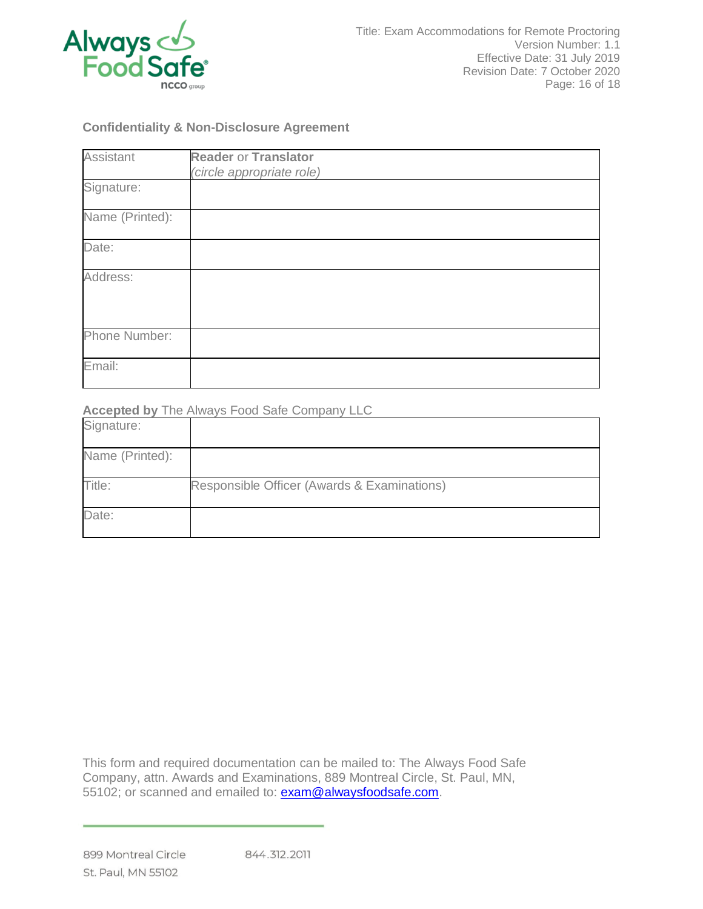## Confidentiality & Non-Disclosure Agreement

| Assistant | **Reader** or **Translator** *(circle appropriate role)* |
|---|---|
| Signature: | |
| Name (Printed): | |
| Date: | |
| Address: | |
| Phone Number: | |
| Email: | |

**Accepted by** The Always Food Safe Company LLC

| Signature: | |
|---|---|
| Name (Printed): | |
| Title: | Responsible Officer (Awards & Examinations) |
| Date: | |

This form and required documentation can be mailed to: The Always Food Safe Company, attn. Awards and Examinations, 889 Montreal Circle, St. Paul, MN, 55102; or scanned and emailed to: exam@alwaysfoodsafe.com.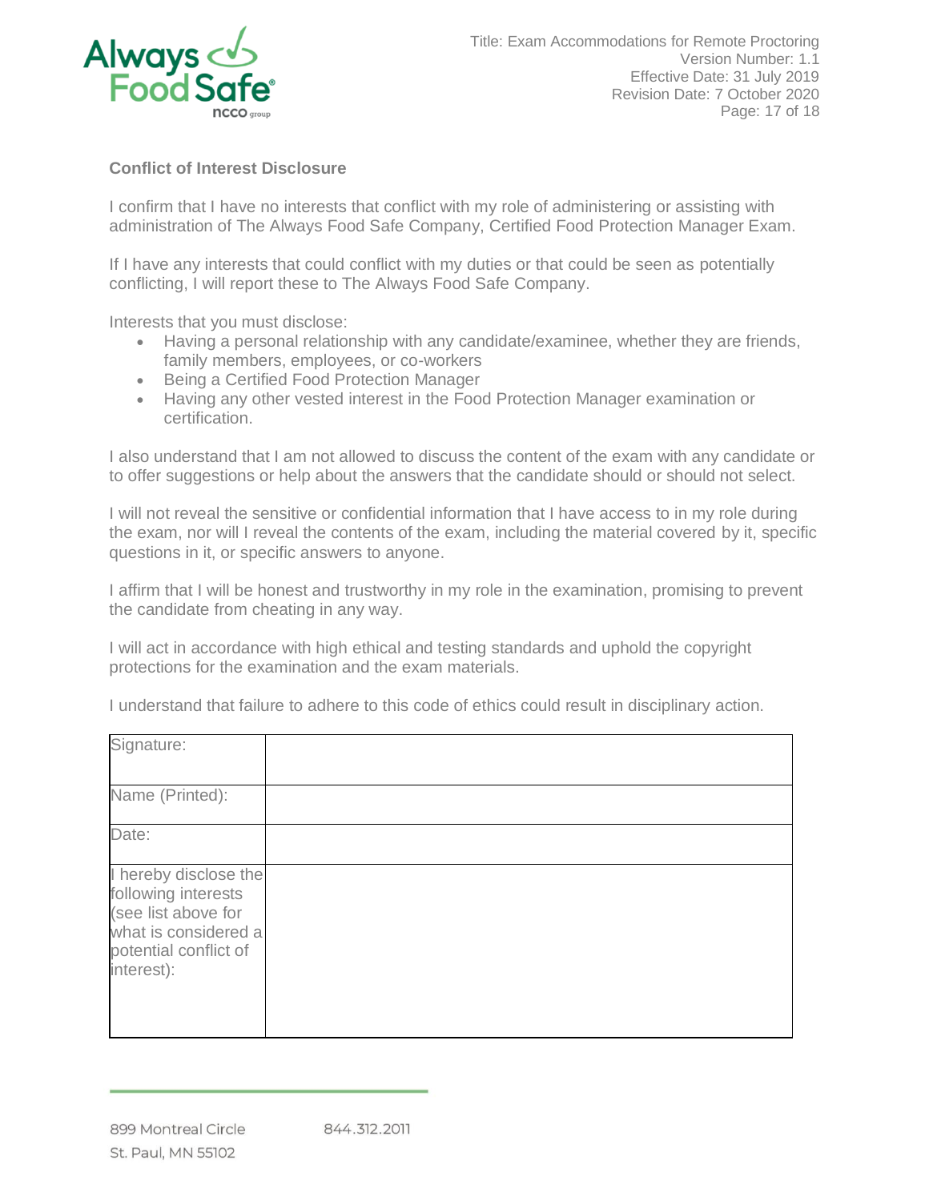**Conflict of Interest Disclosure**

I confirm that I have no interests that conflict with my role of administering or assisting with administration of The Always Food Safe Company, Certified Food Protection Manager Exam.

If I have any interests that could conflict with my duties or that could be seen as potentially conflicting, I will report these to The Always Food Safe Company.

Interests that you must disclose:

- Having a personal relationship with any candidate/examinee, whether they are friends, family members, employees, or co-workers
- Being a Certified Food Protection Manager
- Having any other vested interest in the Food Protection Manager examination or certification.

I also understand that I am not allowed to discuss the content of the exam with any candidate or to offer suggestions or help about the answers that the candidate should or should not select.

I will not reveal the sensitive or confidential information that I have access to in my role during the exam, nor will I reveal the contents of the exam, including the material covered by it, specific questions in it, or specific answers to anyone.

I affirm that I will be honest and trustworthy in my role in the examination, promising to prevent the candidate from cheating in any way.

I will act in accordance with high ethical and testing standards and uphold the copyright protections for the examination and the exam materials.

I understand that failure to adhere to this code of ethics could result in disciplinary action.

| | |
|---|---|
| Signature: | |
| Name (Printed): | |
| Date: | |
| I hereby disclose the following interests (see list above for what is considered a potential conflict of interest): | |

899 Montreal Circle
St. Paul, MN 55102

844.312.2011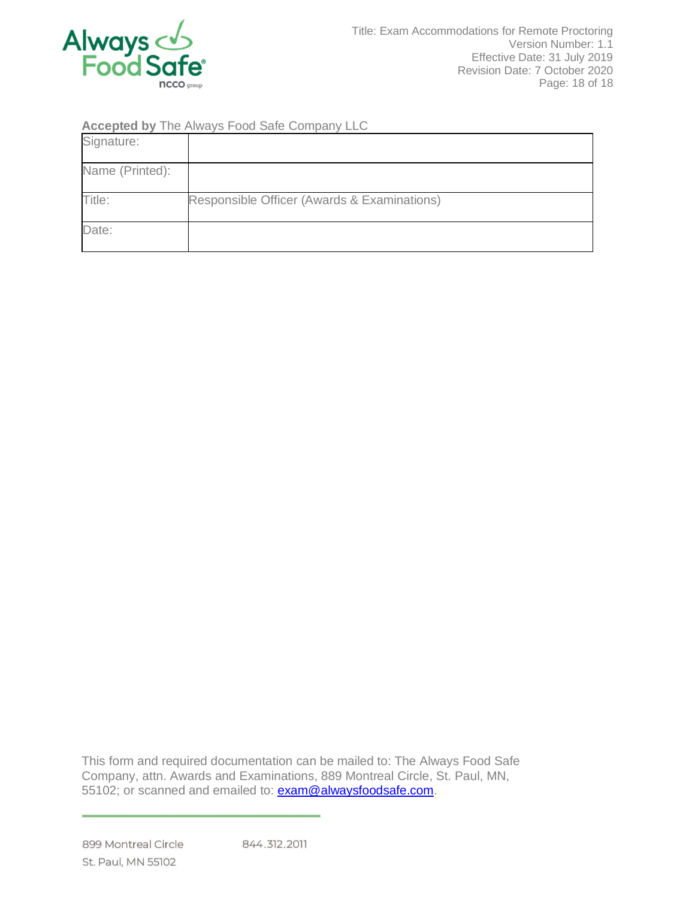**Accepted by** The Always Food Safe Company LLC

| | |
|---|---|
| Signature: | |
| Name (Printed): | |
| Title: | Responsible Officer (Awards & Examinations) |
| Date: | |

This form and required documentation can be mailed to: The Always Food Safe Company, attn. Awards and Examinations, 889 Montreal Circle, St. Paul, MN, 55102; or scanned and emailed to: exam@alwaysfoodsafe.com.